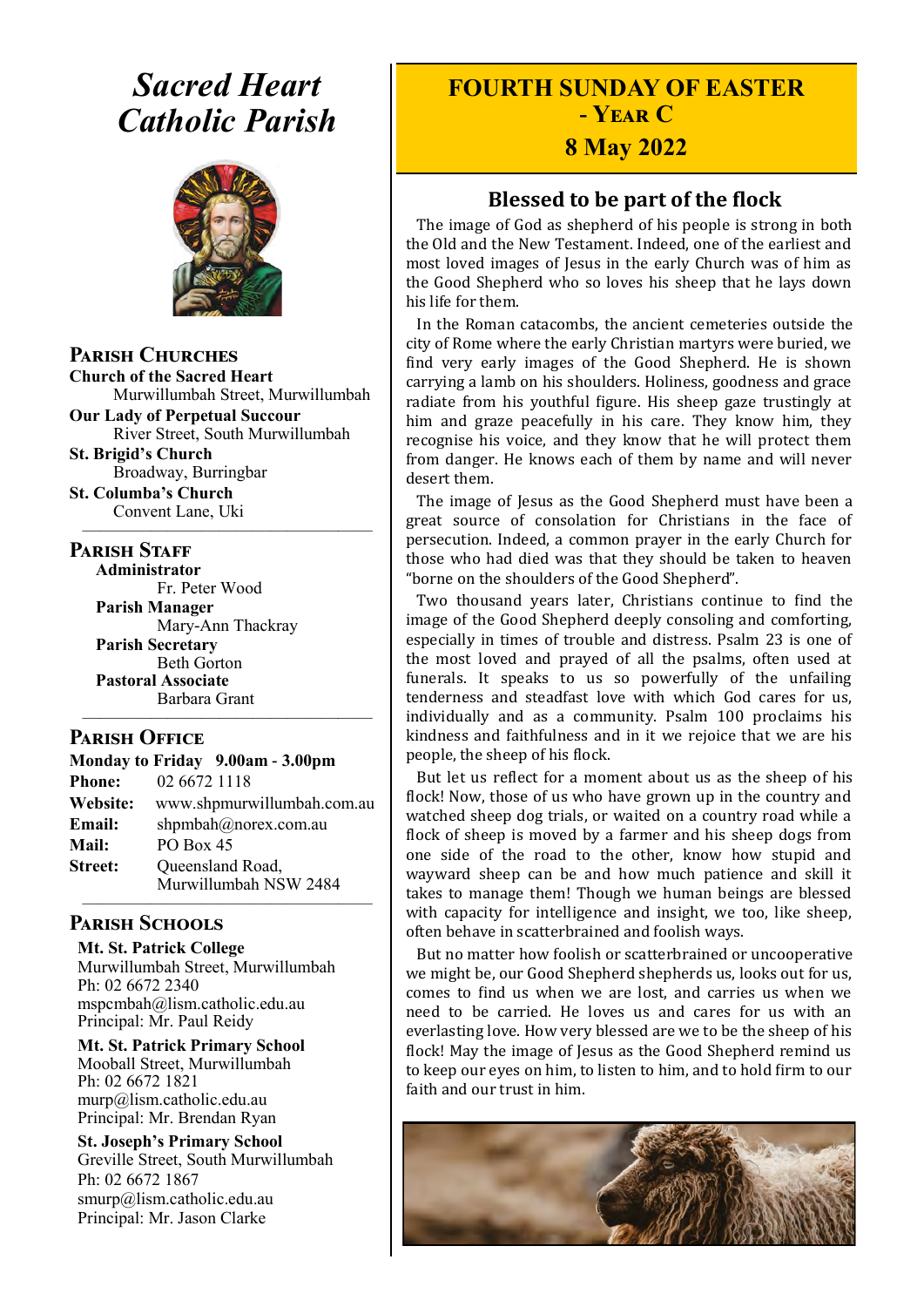# *Sacred Heart Catholic Parish*

## Parish Churches

**Church of the Sacred Heart**
Murwillumbah Street, Murwillumbah

**Our Lady of Perpetual Succour**
River Street, South Murwillumbah

**St. Brigid's Church**
Broadway, Burringbar

**St. Columba's Church**
Convent Lane, Uki

## Parish Staff

**Administrator**
Fr. Peter Wood

**Parish Manager**
Mary-Ann Thackray

**Parish Secretary**
Beth Gorton

**Pastoral Associate**
Barbara Grant

## Parish Office

**Monday to Friday 9.00am - 3.00pm**

**Phone:** 02 6672 1118
**Website:** www.shpmurwillumbah.com.au
**Email:** shpmbah@norex.com.au
**Mail:** PO Box 45
**Street:** Queensland Road, Murwillumbah NSW 2484

## Parish Schools

**Mt. St. Patrick College**
Murwillumbah Street, Murwillumbah
Ph: 02 6672 2340
mspcmbah@lism.catholic.edu.au
Principal: Mr. Paul Reidy

**Mt. St. Patrick Primary School**
Mooball Street, Murwillumbah
Ph: 02 6672 1821
murp@lism.catholic.edu.au
Principal: Mr. Brendan Ryan

**St. Joseph's Primary School**
Greville Street, South Murwillumbah
Ph: 02 6672 1867
smurp@lism.catholic.edu.au
Principal: Mr. Jason Clarke

# FOURTH SUNDAY OF EASTER - YEAR C
## 8 May 2022

## Blessed to be part of the flock

The image of God as shepherd of his people is strong in both the Old and the New Testament. Indeed, one of the earliest and most loved images of Jesus in the early Church was of him as the Good Shepherd who so loves his sheep that he lays down his life for them.

In the Roman catacombs, the ancient cemeteries outside the city of Rome where the early Christian martyrs were buried, we find very early images of the Good Shepherd. He is shown carrying a lamb on his shoulders. Holiness, goodness and grace radiate from his youthful figure. His sheep gaze trustingly at him and graze peacefully in his care. They know him, they recognise his voice, and they know that he will protect them from danger. He knows each of them by name and will never desert them.

The image of Jesus as the Good Shepherd must have been a great source of consolation for Christians in the face of persecution. Indeed, a common prayer in the early Church for those who had died was that they should be taken to heaven "borne on the shoulders of the Good Shepherd".

Two thousand years later, Christians continue to find the image of the Good Shepherd deeply consoling and comforting, especially in times of trouble and distress. Psalm 23 is one of the most loved and prayed of all the psalms, often used at funerals. It speaks to us so powerfully of the unfailing tenderness and steadfast love with which God cares for us, individually and as a community. Psalm 100 proclaims his kindness and faithfulness and in it we rejoice that we are his people, the sheep of his flock.

But let us reflect for a moment about us as the sheep of his flock! Now, those of us who have grown up in the country and watched sheep dog trials, or waited on a country road while a flock of sheep is moved by a farmer and his sheep dogs from one side of the road to the other, know how stupid and wayward sheep can be and how much patience and skill it takes to manage them! Though we human beings are blessed with capacity for intelligence and insight, we too, like sheep, often behave in scatterbrained and foolish ways.

But no matter how foolish or scatterbrained or uncooperative we might be, our Good Shepherd shepherds us, looks out for us, comes to find us when we are lost, and carries us when we need to be carried. He loves us and cares for us with an everlasting love. How very blessed are we to be the sheep of his flock! May the image of Jesus as the Good Shepherd remind us to keep our eyes on him, to listen to him, and to hold firm to our faith and our trust in him.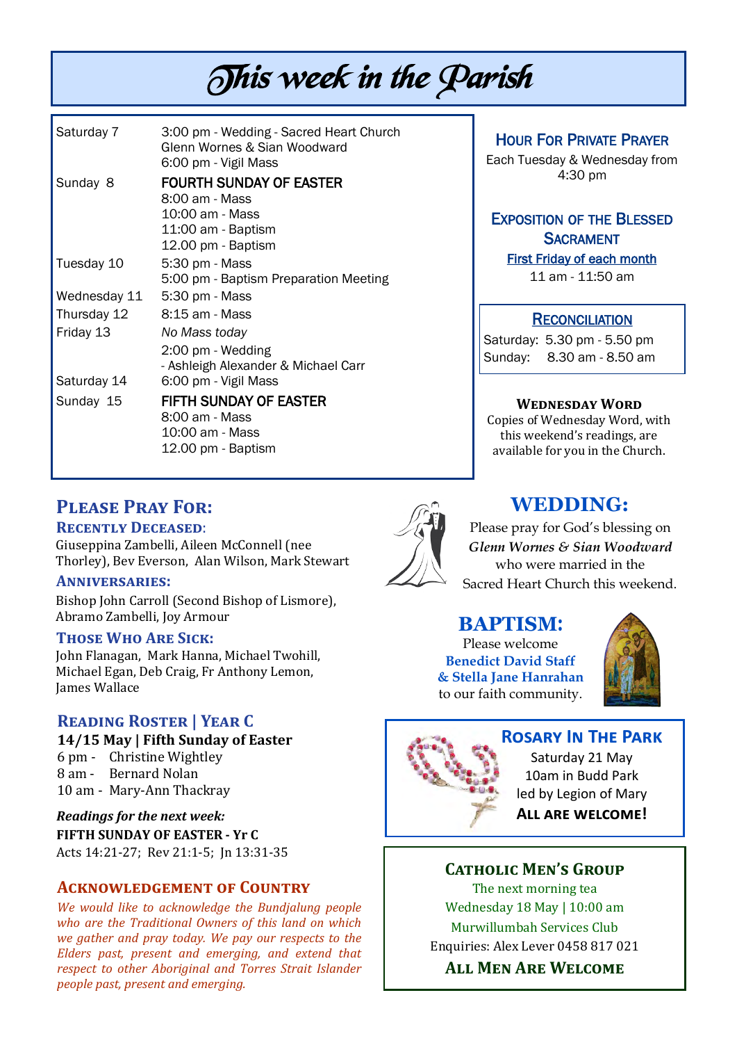# This week in the Parish

| | |
|---|---|
| Saturday 7 | 3:00 pm - Wedding - Sacred Heart Church<br>Glenn Wornes & Sian Woodward<br>6:00 pm - Vigil Mass |
| Sunday 8 | FOURTH SUNDAY OF EASTER<br>8:00 am - Mass<br>10:00 am - Mass<br>11:00 am - Baptism<br>12.00 pm - Baptism |
| Tuesday 10 | 5:30 pm - Mass<br>5:00 pm - Baptism Preparation Meeting |
| Wednesday 11 | 5:30 pm - Mass |
| Thursday 12 | 8:15 am - Mass |
| Friday 13 | *No Mass today*<br>2:00 pm - Wedding<br>- Ashleigh Alexander & Michael Carr |
| Saturday 14 | 6:00 pm - Vigil Mass |
| Sunday 15 | FIFTH SUNDAY OF EASTER<br>8:00 am - Mass<br>10:00 am - Mass<br>12.00 pm - Baptism |

### Hour For Private Prayer

Each Tuesday & Wednesday from 4:30 pm

### Exposition of the Blessed Sacrament

First Friday of each month

11 am - 11:50 am

### Reconciliation

Saturday: 5.30 pm - 5.50 pm

Sunday: 8.30 am - 8.50 am

### Wednesday Word

Copies of Wednesday Word, with this weekend's readings, are available for you in the Church.

## Please Pray For:

### Recently Deceased:

Giuseppina Zambelli, Aileen McConnell (nee Thorley), Bev Everson, Alan Wilson, Mark Stewart

### Anniversaries:

Bishop John Carroll (Second Bishop of Lismore), Abramo Zambelli, Joy Armour

### Those Who Are Sick:

John Flanagan, Mark Hanna, Michael Twohill, Michael Egan, Deb Craig, Fr Anthony Lemon, James Wallace

## Wedding:

Please pray for God's blessing on

*Glenn Wornes & Sian Woodward*

who were married in the Sacred Heart Church this weekend.

## Baptism:

Please welcome

**Benedict David Staff & Stella Jane Hanrahan**

to our faith community.

## Reading Roster | Year C

**14/15 May | Fifth Sunday of Easter**

6 pm - Christine Wightley

8 am - Bernard Nolan

10 am - Mary-Ann Thackray

***Readings for the next week:***

**FIFTH SUNDAY OF EASTER - Yr C**

Acts 14:21-27; Rev 21:1-5; Jn 13:31-35

## Rosary In The Park

Saturday 21 May

10am in Budd Park

led by Legion of Mary

**All are welcome!**

## Acknowledgement of Country

*We would like to acknowledge the Bundjalung people who are the Traditional Owners of this land on which we gather and pray today. We pay our respects to the Elders past, present and emerging, and extend that respect to other Aboriginal and Torres Strait Islander people past, present and emerging.*

## Catholic Men's Group

The next morning tea

Wednesday 18 May | 10:00 am

Murwillumbah Services Club

Enquiries: Alex Lever 0458 817 021

**All Men Are Welcome**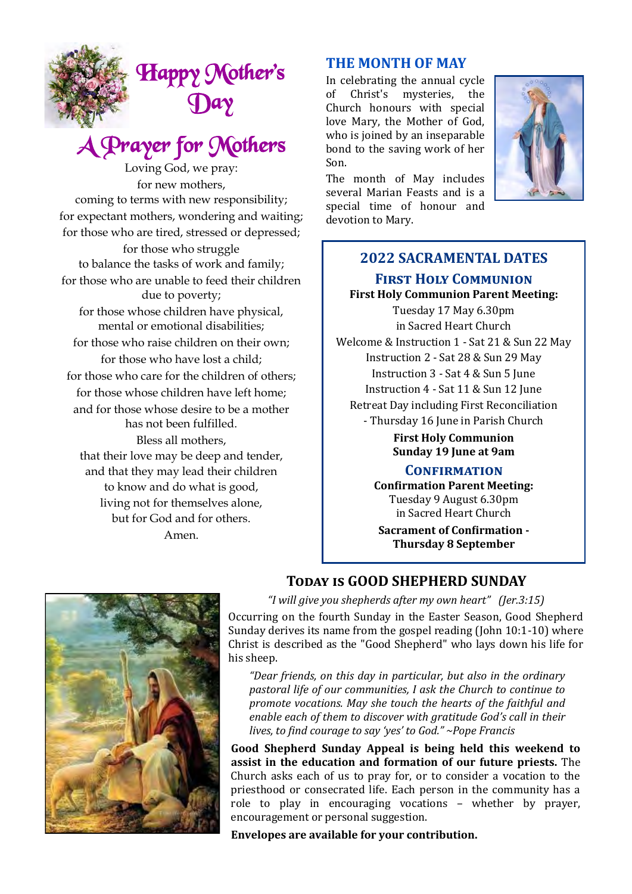# Happy Mother's Day

## A Prayer for Mothers

Loving God, we pray:
for new mothers,
coming to terms with new responsibility;
for expectant mothers, wondering and waiting;
for those who are tired, stressed or depressed;
for those who struggle
to balance the tasks of work and family;
for those who are unable to feed their children
due to poverty;
for those whose children have physical,
mental or emotional disabilities;
for those who raise children on their own;
for those who have lost a child;
for those who care for the children of others;
for those whose children have left home;
and for those whose desire to be a mother
has not been fulfilled.
Bless all mothers,
that their love may be deep and tender,
and that they may lead their children
to know and do what is good,
living not for themselves alone,
but for God and for others.
Amen.

## THE MONTH OF MAY

In celebrating the annual cycle of Christ's mysteries, the Church honours with special love Mary, the Mother of God, who is joined by an inseparable bond to the saving work of her Son.

The month of May includes several Marian Feasts and is a special time of honour and devotion to Mary.

## 2022 SACRAMENTAL DATES

### First Holy Communion

**First Holy Communion Parent Meeting:**
Tuesday 17 May 6.30pm
in Sacred Heart Church

Welcome & Instruction 1 - Sat 21 & Sun 22 May
Instruction 2 - Sat 28 & Sun 29 May
Instruction 3 - Sat 4 & Sun 5 June
Instruction 4 - Sat 11 & Sun 12 June
Retreat Day including First Reconciliation
- Thursday 16 June in Parish Church

**First Holy Communion**
**Sunday 19 June at 9am**

### Confirmation

**Confirmation Parent Meeting:**
Tuesday 9 August 6.30pm
in Sacred Heart Church

**Sacrament of Confirmation -**
**Thursday 8 September**

## TODAY IS GOOD SHEPHERD SUNDAY

*"I will give you shepherds after my own heart" (Jer.3:15)*

Occurring on the fourth Sunday in the Easter Season, Good Shepherd Sunday derives its name from the gospel reading (John 10:1-10) where Christ is described as the "Good Shepherd" who lays down his life for his sheep.

> *"Dear friends, on this day in particular, but also in the ordinary pastoral life of our communities, I ask the Church to continue to promote vocations. May she touch the hearts of the faithful and enable each of them to discover with gratitude God's call in their lives, to find courage to say 'yes' to God." ~Pope Francis*

**Good Shepherd Sunday Appeal is being held this weekend to assist in the education and formation of our future priests.** The Church asks each of us to pray for, or to consider a vocation to the priesthood or consecrated life. Each person in the community has a role to play in encouraging vocations – whether by prayer, encouragement or personal suggestion.

**Envelopes are available for your contribution.**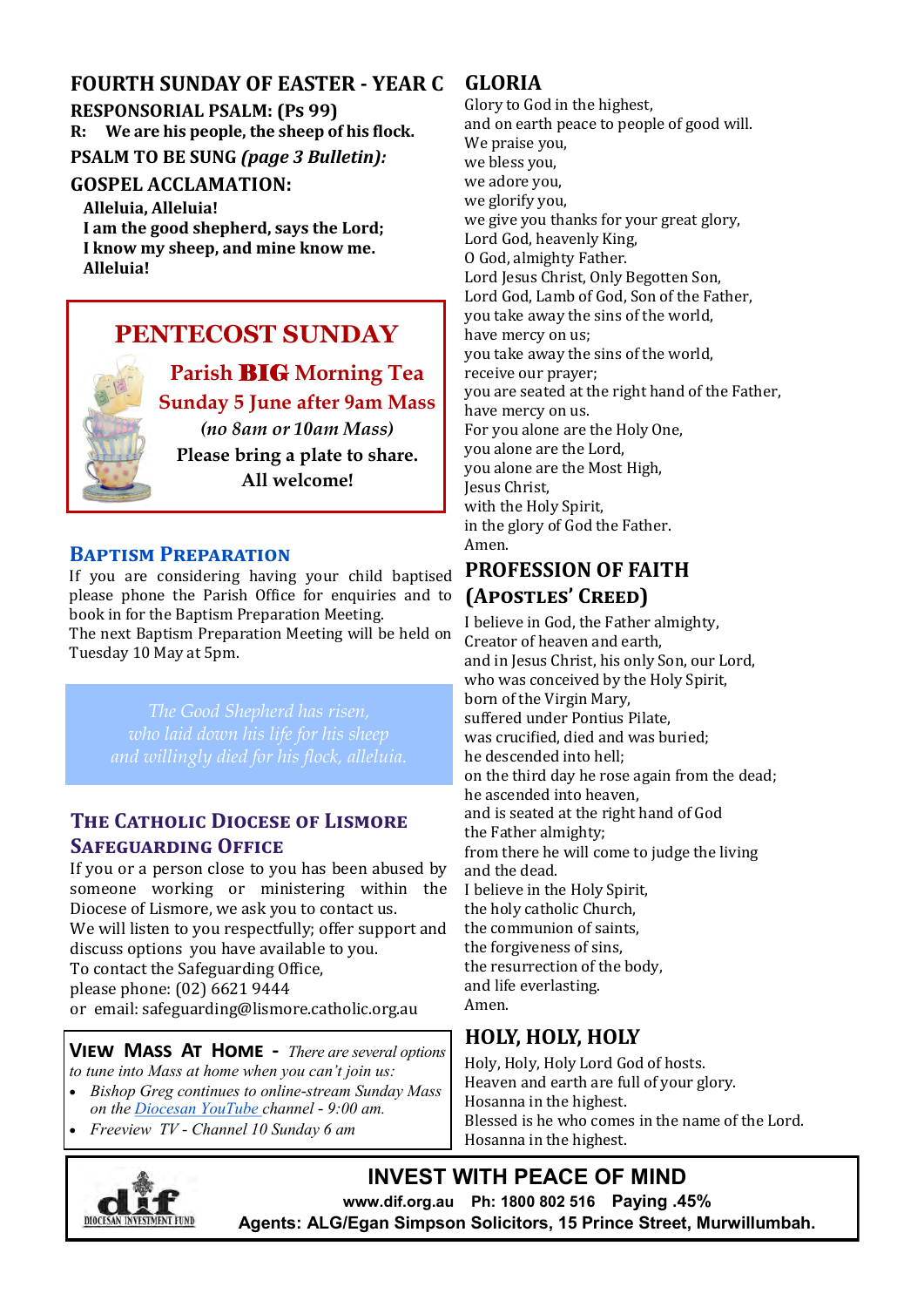## FOURTH SUNDAY OF EASTER - YEAR C

**RESPONSORIAL PSALM: (Ps 99)**

**R: We are his people, the sheep of his flock.**

**PSALM TO BE SUNG *(page 3 Bulletin):***

**GOSPEL ACCLAMATION:**

**Alleluia, Alleluia!**
**I am the good shepherd, says the Lord;**
**I know my sheep, and mine know me.**
**Alleluia!**

## PENTECOST SUNDAY

**Parish BIG Morning Tea**
**Sunday 5 June after 9am Mass**
***(no 8am or 10am Mass)***
**Please bring a plate to share.**
**All welcome!**

### Baptism Preparation

If you are considering having your child baptised please phone the Parish Office for enquiries and to book in for the Baptism Preparation Meeting.
The next Baptism Preparation Meeting will be held on Tuesday 10 May at 5pm.

*The Good Shepherd has risen,*
*who laid down his life for his sheep*
*and willingly died for his flock, alleluia.*

### The Catholic Diocese of Lismore Safeguarding Office

If you or a person close to you has been abused by someone working or ministering within the Diocese of Lismore, we ask you to contact us.
We will listen to you respectfully; offer support and discuss options you have available to you.
To contact the Safeguarding Office,
please phone: (02) 6621 9444
or email: safeguarding@lismore.catholic.org.au

**View Mass At Home -** *There are several options to tune into Mass at home when you can't join us:*

- *Bishop Greg continues to online-stream Sunday Mass on the Diocesan YouTube channel - 9:00 am.*
- *Freeview TV - Channel 10 Sunday 6 am*

## GLORIA

Glory to God in the highest,
and on earth peace to people of good will.
We praise you,
we bless you,
we adore you,
we glorify you,
we give you thanks for your great glory,
Lord God, heavenly King,
O God, almighty Father.
Lord Jesus Christ, Only Begotten Son,
Lord God, Lamb of God, Son of the Father,
you take away the sins of the world,
have mercy on us;
you take away the sins of the world,
receive our prayer;
you are seated at the right hand of the Father,
have mercy on us.
For you alone are the Holy One,
you alone are the Lord,
you alone are the Most High,
Jesus Christ,
with the Holy Spirit,
in the glory of God the Father.
Amen.

## PROFESSION OF FAITH (Apostles' Creed)

I believe in God, the Father almighty,
Creator of heaven and earth,
and in Jesus Christ, his only Son, our Lord,
who was conceived by the Holy Spirit,
born of the Virgin Mary,
suffered under Pontius Pilate,
was crucified, died and was buried;
he descended into hell;
on the third day he rose again from the dead;
he ascended into heaven,
and is seated at the right hand of God
the Father almighty;
from there he will come to judge the living
and the dead.
I believe in the Holy Spirit,
the holy catholic Church,
the communion of saints,
the forgiveness of sins,
the resurrection of the body,
and life everlasting.
Amen.

## HOLY, HOLY, HOLY

Holy, Holy, Holy Lord God of hosts.
Heaven and earth are full of your glory.
Hosanna in the highest.
Blessed is he who comes in the name of the Lord.
Hosanna in the highest.

DIOCESAN INVESTMENT FUND

**INVEST WITH PEACE OF MIND**
**www.dif.org.au Ph: 1800 802 516 Paying .45%**
**Agents: ALG/Egan Simpson Solicitors, 15 Prince Street, Murwillumbah.**